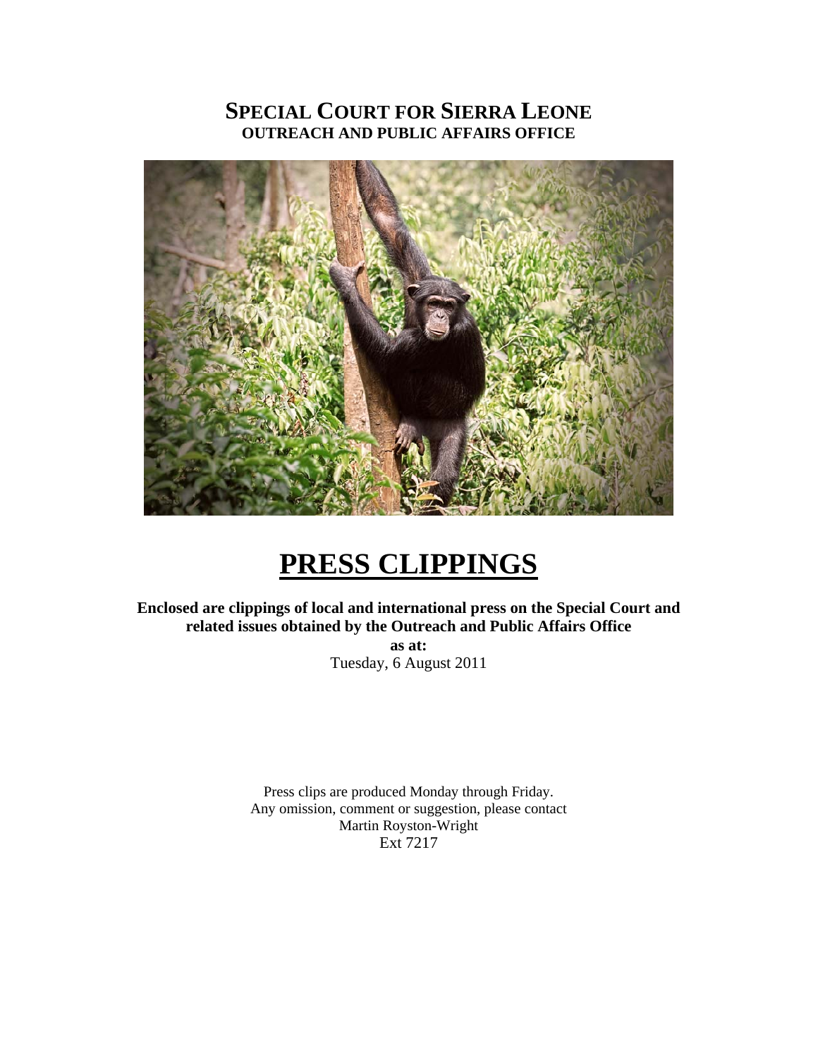# SPECIAL COURT FOR SIERRA LEONE
## OUTREACH AND PUBLIC AFFAIRS OFFICE

# PRESS CLIPPINGS

**Enclosed are clippings of local and international press on the Special Court and related issues obtained by the Outreach and Public Affairs Office**

**as at:**

Tuesday, 6 August 2011

Press clips are produced Monday through Friday.
Any omission, comment or suggestion, please contact
Martin Royston-Wright
Ext 7217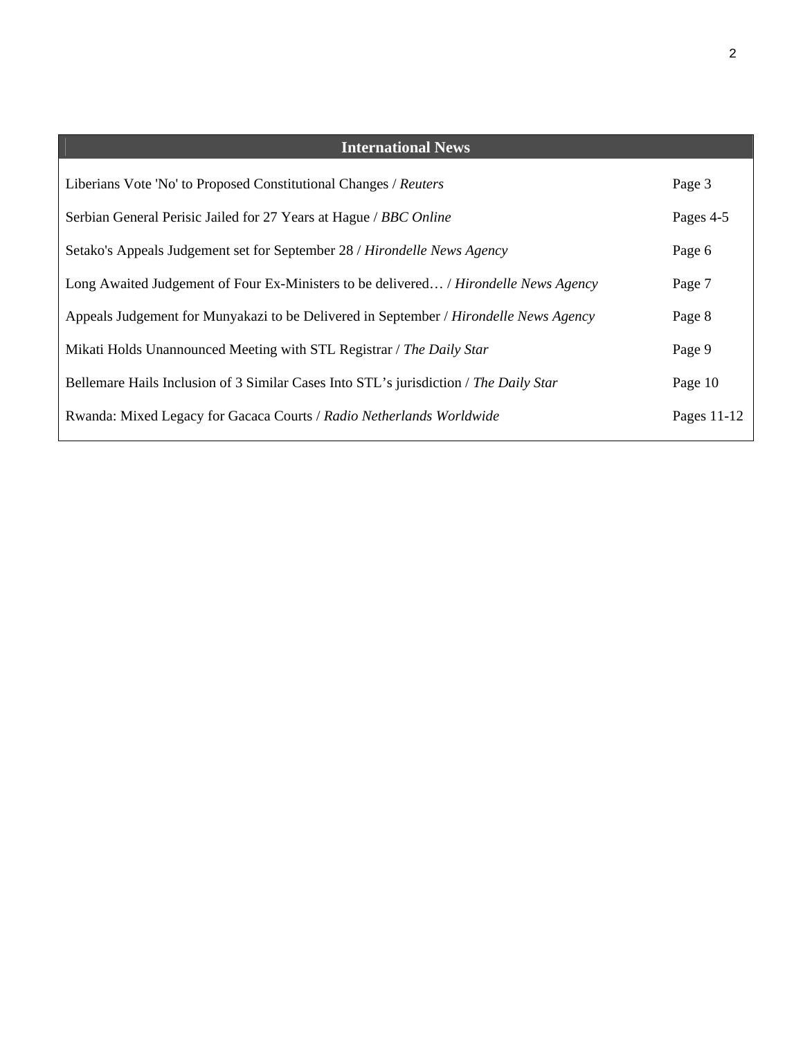| International News | |
|---|---|
| Liberians Vote 'No' to Proposed Constitutional Changes / *Reuters* | Page 3 |
| Serbian General Perisic Jailed for 27 Years at Hague / *BBC Online* | Pages 4-5 |
| Setako's Appeals Judgement set for September 28 / *Hirondelle News Agency* | Page 6 |
| Long Awaited Judgement of Four Ex-Ministers to be delivered… / *Hirondelle News Agency* | Page 7 |
| Appeals Judgement for Munyakazi to be Delivered in September / *Hirondelle News Agency* | Page 8 |
| Mikati Holds Unannounced Meeting with STL Registrar / *The Daily Star* | Page 9 |
| Bellemare Hails Inclusion of 3 Similar Cases Into STL's jurisdiction / *The Daily Star* | Page 10 |
| Rwanda: Mixed Legacy for Gacaca Courts / *Radio Netherlands Worldwide* | Pages 11-12 |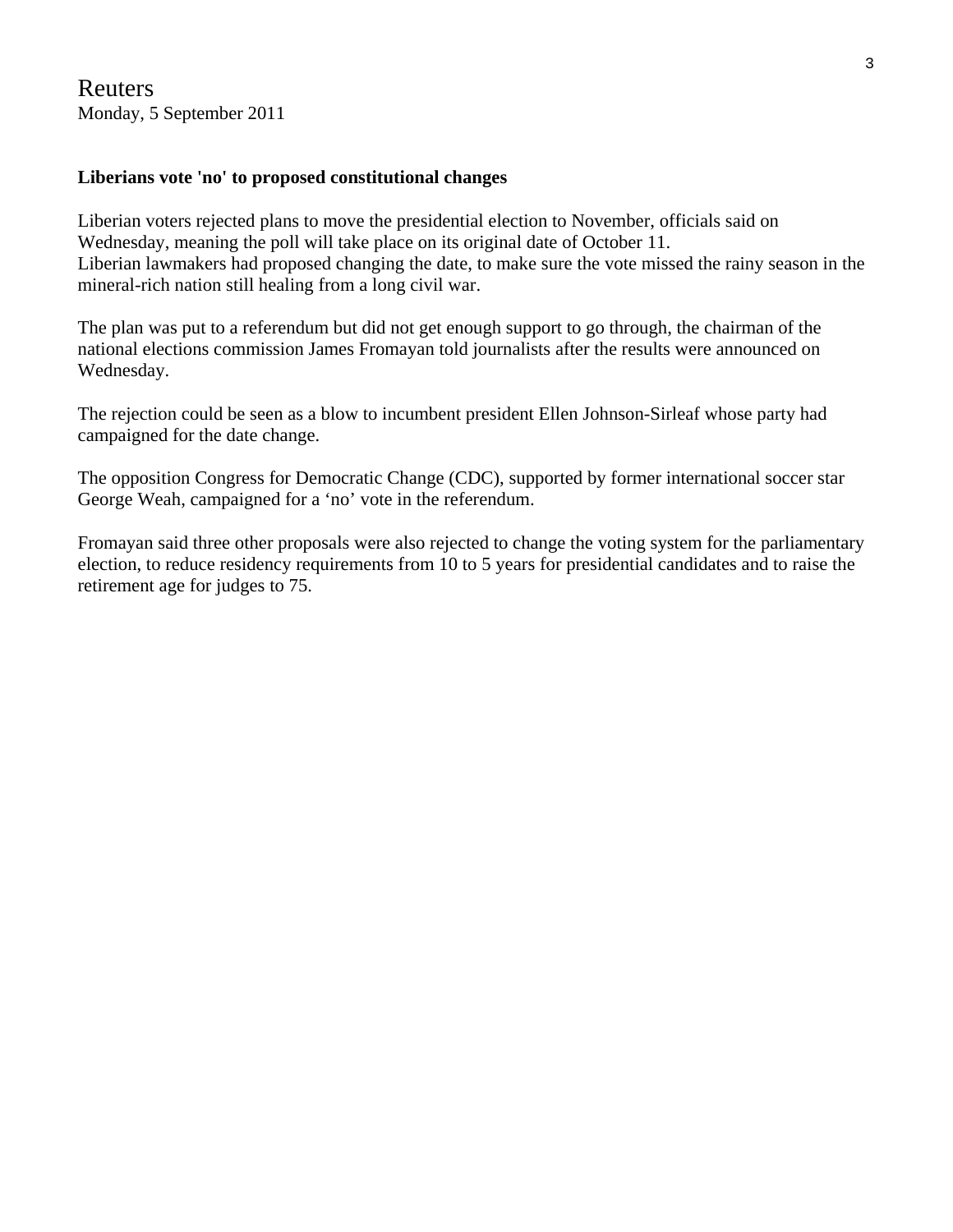Reuters
Monday, 5 September 2011

**Liberians vote 'no' to proposed constitutional changes**

Liberian voters rejected plans to move the presidential election to November, officials said on Wednesday, meaning the poll will take place on its original date of October 11.
Liberian lawmakers had proposed changing the date, to make sure the vote missed the rainy season in the mineral-rich nation still healing from a long civil war.

The plan was put to a referendum but did not get enough support to go through, the chairman of the national elections commission James Fromayan told journalists after the results were announced on Wednesday.

The rejection could be seen as a blow to incumbent president Ellen Johnson-Sirleaf whose party had campaigned for the date change.

The opposition Congress for Democratic Change (CDC), supported by former international soccer star George Weah, campaigned for a 'no' vote in the referendum.

Fromayan said three other proposals were also rejected to change the voting system for the parliamentary election, to reduce residency requirements from 10 to 5 years for presidential candidates and to raise the retirement age for judges to 75.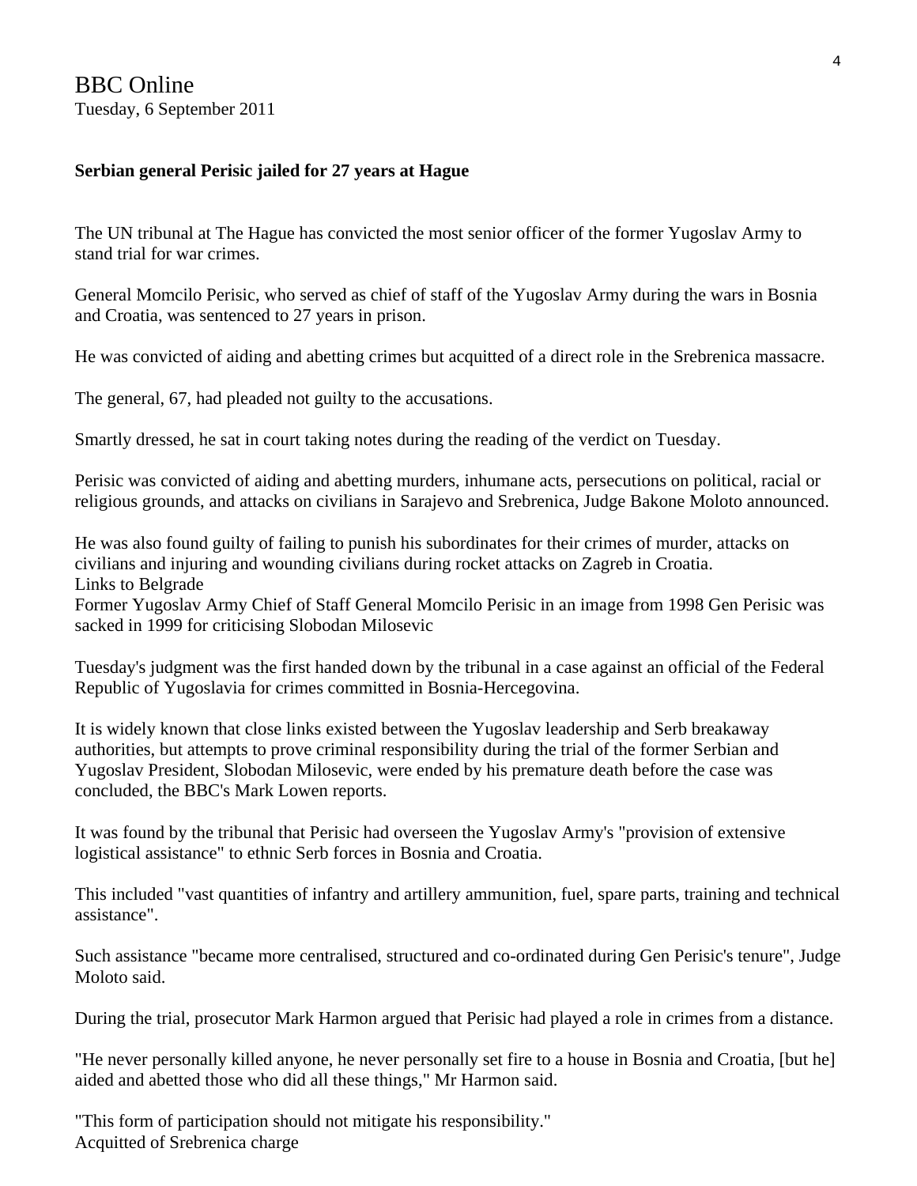# BBC Online

Tuesday, 6 September 2011

**Serbian general Perisic jailed for 27 years at Hague**

The UN tribunal at The Hague has convicted the most senior officer of the former Yugoslav Army to stand trial for war crimes.

General Momcilo Perisic, who served as chief of staff of the Yugoslav Army during the wars in Bosnia and Croatia, was sentenced to 27 years in prison.

He was convicted of aiding and abetting crimes but acquitted of a direct role in the Srebrenica massacre.

The general, 67, had pleaded not guilty to the accusations.

Smartly dressed, he sat in court taking notes during the reading of the verdict on Tuesday.

Perisic was convicted of aiding and abetting murders, inhumane acts, persecutions on political, racial or religious grounds, and attacks on civilians in Sarajevo and Srebrenica, Judge Bakone Moloto announced.

He was also found guilty of failing to punish his subordinates for their crimes of murder, attacks on civilians and injuring and wounding civilians during rocket attacks on Zagreb in Croatia.

Links to Belgrade

Former Yugoslav Army Chief of Staff General Momcilo Perisic in an image from 1998 Gen Perisic was sacked in 1999 for criticising Slobodan Milosevic

Tuesday's judgment was the first handed down by the tribunal in a case against an official of the Federal Republic of Yugoslavia for crimes committed in Bosnia-Hercegovina.

It is widely known that close links existed between the Yugoslav leadership and Serb breakaway authorities, but attempts to prove criminal responsibility during the trial of the former Serbian and Yugoslav President, Slobodan Milosevic, were ended by his premature death before the case was concluded, the BBC's Mark Lowen reports.

It was found by the tribunal that Perisic had overseen the Yugoslav Army's "provision of extensive logistical assistance" to ethnic Serb forces in Bosnia and Croatia.

This included "vast quantities of infantry and artillery ammunition, fuel, spare parts, training and technical assistance".

Such assistance "became more centralised, structured and co-ordinated during Gen Perisic's tenure", Judge Moloto said.

During the trial, prosecutor Mark Harmon argued that Perisic had played a role in crimes from a distance.

"He never personally killed anyone, he never personally set fire to a house in Bosnia and Croatia, [but he] aided and abetted those who did all these things," Mr Harmon said.

"This form of participation should not mitigate his responsibility."

Acquitted of Srebrenica charge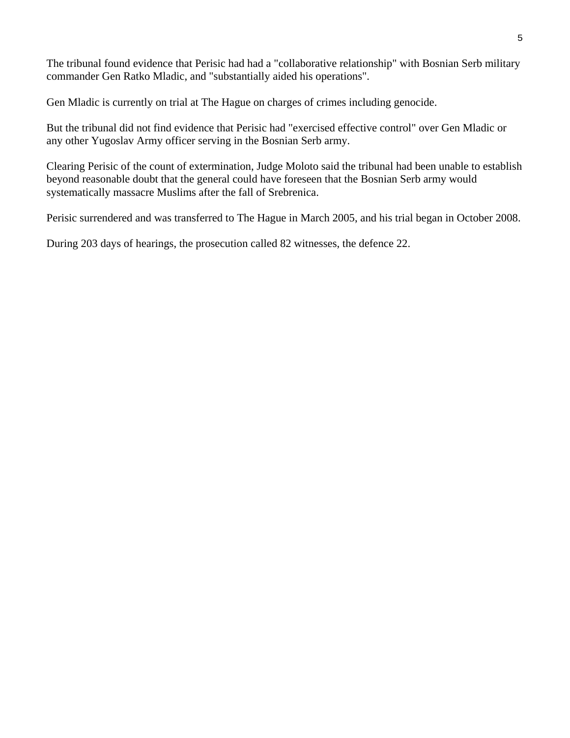The tribunal found evidence that Perisic had had a "collaborative relationship" with Bosnian Serb military commander Gen Ratko Mladic, and "substantially aided his operations".

Gen Mladic is currently on trial at The Hague on charges of crimes including genocide.

But the tribunal did not find evidence that Perisic had "exercised effective control" over Gen Mladic or any other Yugoslav Army officer serving in the Bosnian Serb army.

Clearing Perisic of the count of extermination, Judge Moloto said the tribunal had been unable to establish beyond reasonable doubt that the general could have foreseen that the Bosnian Serb army would systematically massacre Muslims after the fall of Srebrenica.

Perisic surrendered and was transferred to The Hague in March 2005, and his trial began in October 2008.

During 203 days of hearings, the prosecution called 82 witnesses, the defence 22.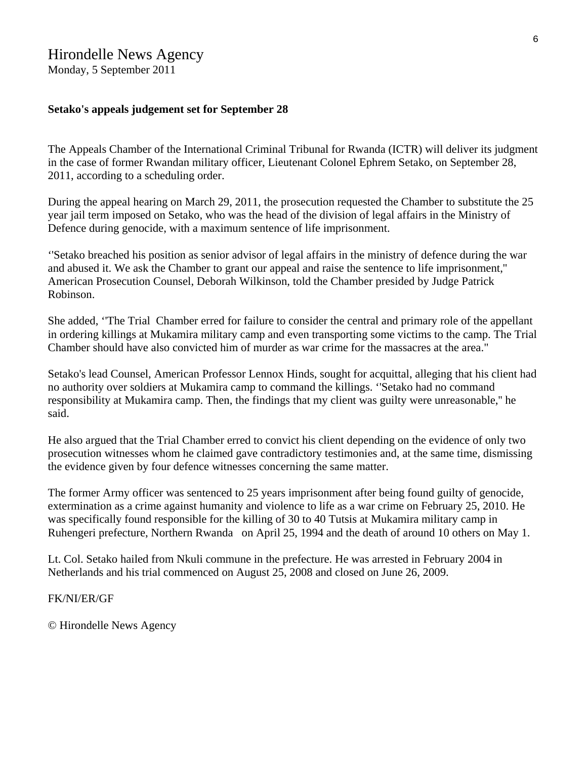# Hirondelle News Agency

Monday, 5 September 2011

**Setako's appeals judgement set for September 28**

The Appeals Chamber of the International Criminal Tribunal for Rwanda (ICTR) will deliver its judgment in the case of former Rwandan military officer, Lieutenant Colonel Ephrem Setako, on September 28, 2011, according to a scheduling order.

During the appeal hearing on March 29, 2011, the prosecution requested the Chamber to substitute the 25 year jail term imposed on Setako, who was the head of the division of legal affairs in the Ministry of Defence during genocide, with a maximum sentence of life imprisonment.

‘'Setako breached his position as senior advisor of legal affairs in the ministry of defence during the war and abused it. We ask the Chamber to grant our appeal and raise the sentence to life imprisonment," American Prosecution Counsel, Deborah Wilkinson, told the Chamber presided by Judge Patrick Robinson.

She added, ‘'The Trial Chamber erred for failure to consider the central and primary role of the appellant in ordering killings at Mukamira military camp and even transporting some victims to the camp. The Trial Chamber should have also convicted him of murder as war crime for the massacres at the area."

Setako's lead Counsel, American Professor Lennox Hinds, sought for acquittal, alleging that his client had no authority over soldiers at Mukamira camp to command the killings. ‘'Setako had no command responsibility at Mukamira camp. Then, the findings that my client was guilty were unreasonable," he said.

He also argued that the Trial Chamber erred to convict his client depending on the evidence of only two prosecution witnesses whom he claimed gave contradictory testimonies and, at the same time, dismissing the evidence given by four defence witnesses concerning the same matter.

The former Army officer was sentenced to 25 years imprisonment after being found guilty of genocide, extermination as a crime against humanity and violence to life as a war crime on February 25, 2010. He was specifically found responsible for the killing of 30 to 40 Tutsis at Mukamira military camp in Ruhengeri prefecture, Northern Rwanda on April 25, 1994 and the death of around 10 others on May 1.

Lt. Col. Setako hailed from Nkuli commune in the prefecture. He was arrested in February 2004 in Netherlands and his trial commenced on August 25, 2008 and closed on June 26, 2009.

FK/NI/ER/GF

© Hirondelle News Agency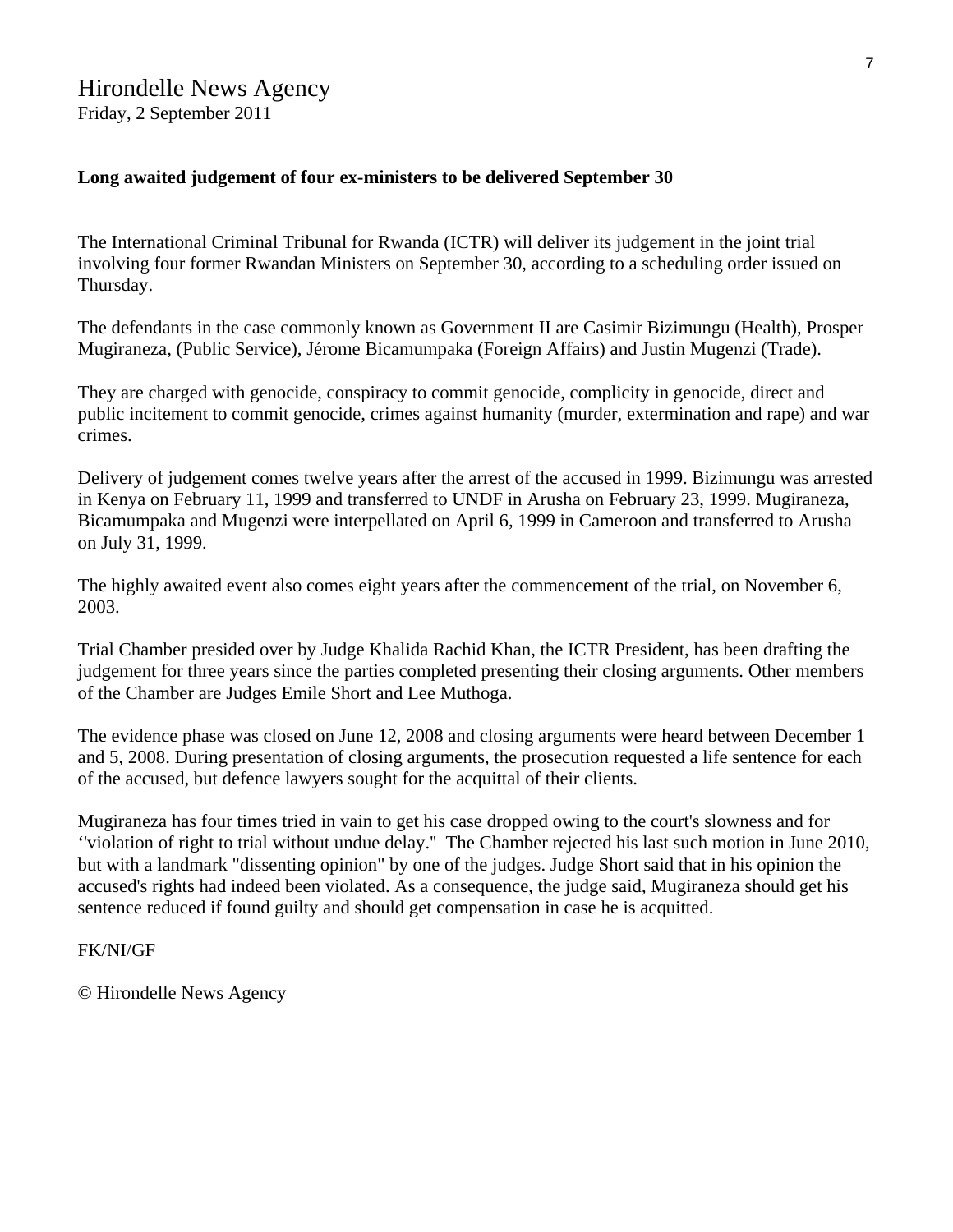# Hirondelle News Agency

Friday, 2 September 2011

**Long awaited judgement of four ex-ministers to be delivered September 30**

The International Criminal Tribunal for Rwanda (ICTR) will deliver its judgement in the joint trial involving four former Rwandan Ministers on September 30, according to a scheduling order issued on Thursday.

The defendants in the case commonly known as Government II are Casimir Bizimungu (Health), Prosper Mugiraneza, (Public Service), Jérome Bicamumpaka (Foreign Affairs) and Justin Mugenzi (Trade).

They are charged with genocide, conspiracy to commit genocide, complicity in genocide, direct and public incitement to commit genocide, crimes against humanity (murder, extermination and rape) and war crimes.

Delivery of judgement comes twelve years after the arrest of the accused in 1999. Bizimungu was arrested in Kenya on February 11, 1999 and transferred to UNDF in Arusha on February 23, 1999. Mugiraneza, Bicamumpaka and Mugenzi were interpellated on April 6, 1999 in Cameroon and transferred to Arusha on July 31, 1999.

The highly awaited event also comes eight years after the commencement of the trial, on November 6, 2003.

Trial Chamber presided over by Judge Khalida Rachid Khan, the ICTR President, has been drafting the judgement for three years since the parties completed presenting their closing arguments. Other members of the Chamber are Judges Emile Short and Lee Muthoga.

The evidence phase was closed on June 12, 2008 and closing arguments were heard between December 1 and 5, 2008. During presentation of closing arguments, the prosecution requested a life sentence for each of the accused, but defence lawyers sought for the acquittal of their clients.

Mugiraneza has four times tried in vain to get his case dropped owing to the court's slowness and for ''violation of right to trial without undue delay." The Chamber rejected his last such motion in June 2010, but with a landmark "dissenting opinion" by one of the judges. Judge Short said that in his opinion the accused's rights had indeed been violated. As a consequence, the judge said, Mugiraneza should get his sentence reduced if found guilty and should get compensation in case he is acquitted.

FK/NI/GF

© Hirondelle News Agency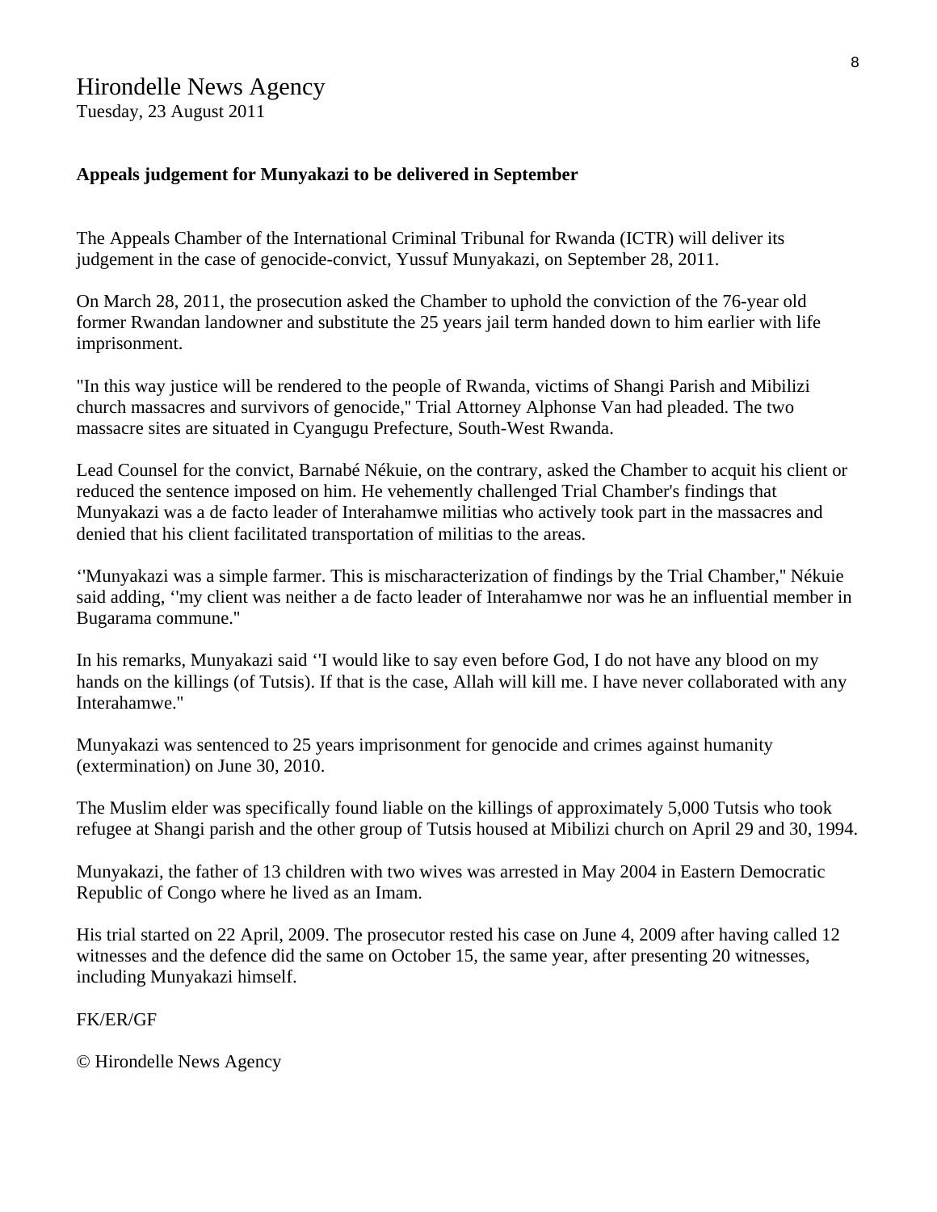# Hirondelle News Agency

Tuesday, 23 August 2011

**Appeals judgement for Munyakazi to be delivered in September**

The Appeals Chamber of the International Criminal Tribunal for Rwanda (ICTR) will deliver its judgement in the case of genocide-convict, Yussuf Munyakazi, on September 28, 2011.

On March 28, 2011, the prosecution asked the Chamber to uphold the conviction of the 76-year old former Rwandan landowner and substitute the 25 years jail term handed down to him earlier with life imprisonment.

"In this way justice will be rendered to the people of Rwanda, victims of Shangi Parish and Mibilizi church massacres and survivors of genocide," Trial Attorney Alphonse Van had pleaded. The two massacre sites are situated in Cyangugu Prefecture, South-West Rwanda.

Lead Counsel for the convict, Barnabé Nékuie, on the contrary, asked the Chamber to acquit his client or reduced the sentence imposed on him. He vehemently challenged Trial Chamber's findings that Munyakazi was a de facto leader of Interahamwe militias who actively took part in the massacres and denied that his client facilitated transportation of militias to the areas.

‘'Munyakazi was a simple farmer. This is mischaracterization of findings by the Trial Chamber," Nékuie said adding, ‘'my client was neither a de facto leader of Interahamwe nor was he an influential member in Bugarama commune."

In his remarks, Munyakazi said ‘'I would like to say even before God, I do not have any blood on my hands on the killings (of Tutsis). If that is the case, Allah will kill me. I have never collaborated with any Interahamwe."

Munyakazi was sentenced to 25 years imprisonment for genocide and crimes against humanity (extermination) on June 30, 2010.

The Muslim elder was specifically found liable on the killings of approximately 5,000 Tutsis who took refugee at Shangi parish and the other group of Tutsis housed at Mibilizi church on April 29 and 30, 1994.

Munyakazi, the father of 13 children with two wives was arrested in May 2004 in Eastern Democratic Republic of Congo where he lived as an Imam.

His trial started on 22 April, 2009. The prosecutor rested his case on June 4, 2009 after having called 12 witnesses and the defence did the same on October 15, the same year, after presenting 20 witnesses, including Munyakazi himself.

FK/ER/GF

© Hirondelle News Agency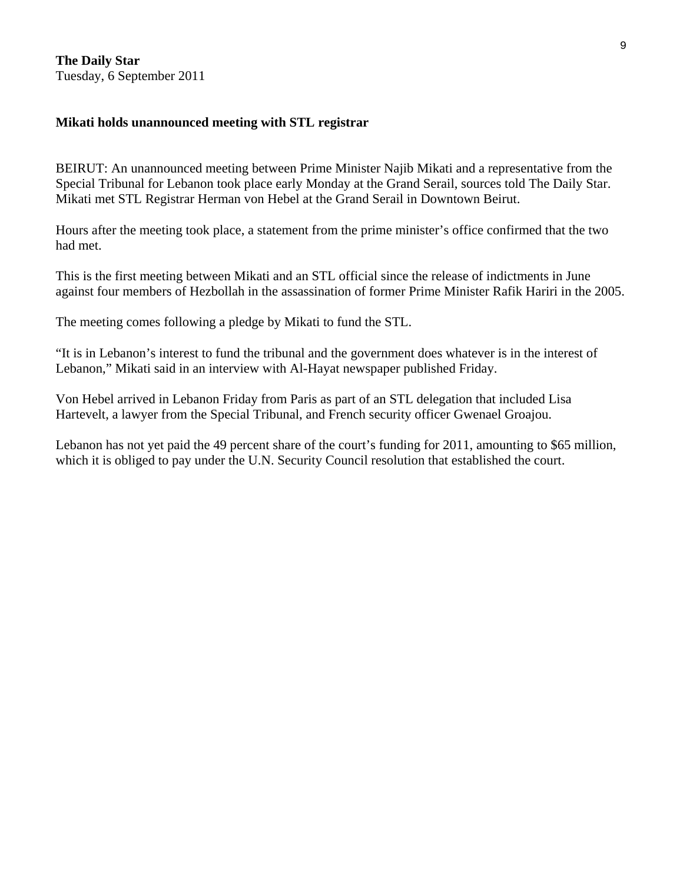**The Daily Star**
Tuesday, 6 September 2011

### Mikati holds unannounced meeting with STL registrar

BEIRUT: An unannounced meeting between Prime Minister Najib Mikati and a representative from the Special Tribunal for Lebanon took place early Monday at the Grand Serail, sources told The Daily Star. Mikati met STL Registrar Herman von Hebel at the Grand Serail in Downtown Beirut.

Hours after the meeting took place, a statement from the prime minister's office confirmed that the two had met.

This is the first meeting between Mikati and an STL official since the release of indictments in June against four members of Hezbollah in the assassination of former Prime Minister Rafik Hariri in the 2005.

The meeting comes following a pledge by Mikati to fund the STL.

"It is in Lebanon's interest to fund the tribunal and the government does whatever is in the interest of Lebanon," Mikati said in an interview with Al-Hayat newspaper published Friday.

Von Hebel arrived in Lebanon Friday from Paris as part of an STL delegation that included Lisa Hartevelt, a lawyer from the Special Tribunal, and French security officer Gwenael Groajou.

Lebanon has not yet paid the 49 percent share of the court's funding for 2011, amounting to $65 million, which it is obliged to pay under the U.N. Security Council resolution that established the court.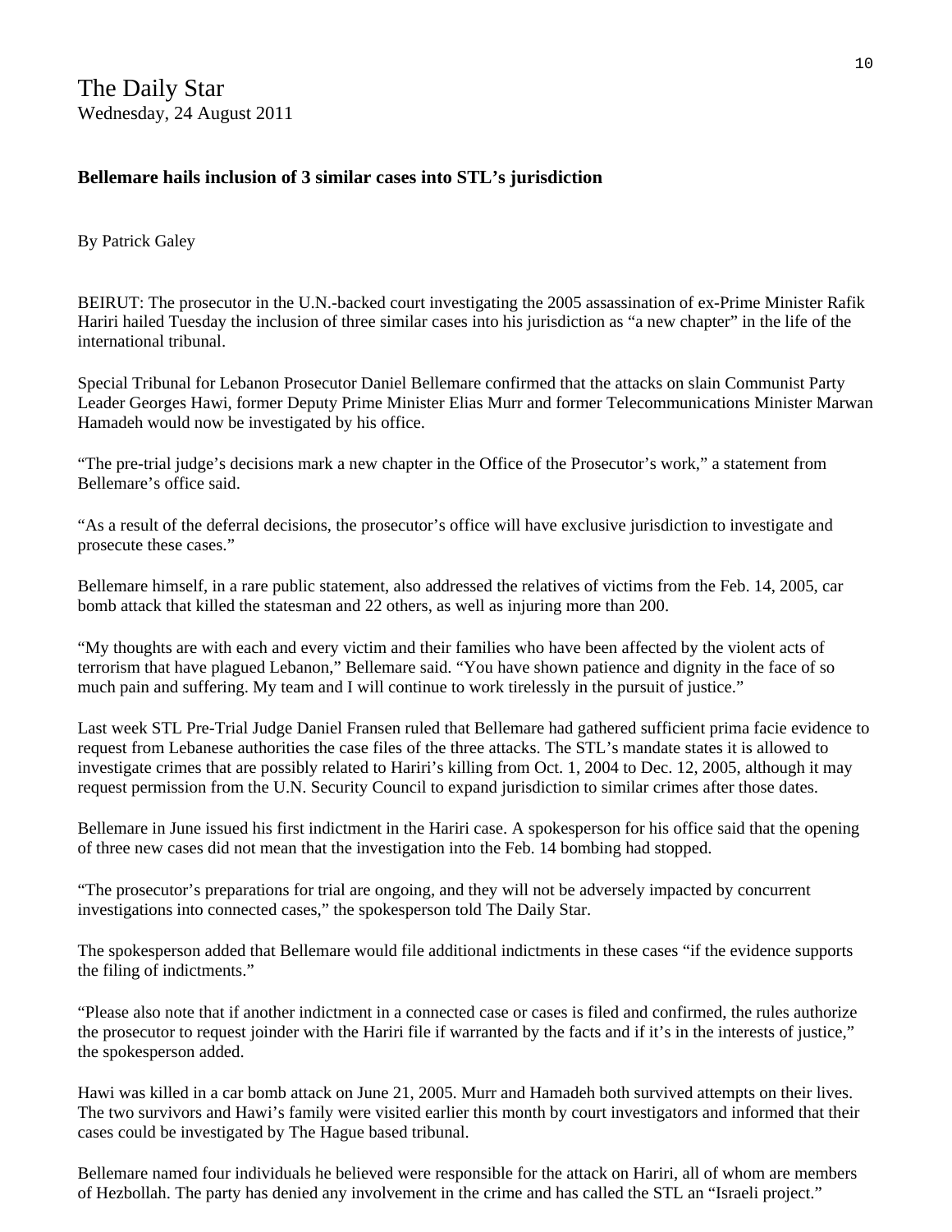The Daily Star
Wednesday, 24 August 2011

**Bellemare hails inclusion of 3 similar cases into STL's jurisdiction**

By Patrick Galey

BEIRUT: The prosecutor in the U.N.-backed court investigating the 2005 assassination of ex-Prime Minister Rafik Hariri hailed Tuesday the inclusion of three similar cases into his jurisdiction as "a new chapter" in the life of the international tribunal.

Special Tribunal for Lebanon Prosecutor Daniel Bellemare confirmed that the attacks on slain Communist Party Leader Georges Hawi, former Deputy Prime Minister Elias Murr and former Telecommunications Minister Marwan Hamadeh would now be investigated by his office.

"The pre-trial judge's decisions mark a new chapter in the Office of the Prosecutor's work," a statement from Bellemare's office said.

"As a result of the deferral decisions, the prosecutor's office will have exclusive jurisdiction to investigate and prosecute these cases."

Bellemare himself, in a rare public statement, also addressed the relatives of victims from the Feb. 14, 2005, car bomb attack that killed the statesman and 22 others, as well as injuring more than 200.

"My thoughts are with each and every victim and their families who have been affected by the violent acts of terrorism that have plagued Lebanon," Bellemare said. "You have shown patience and dignity in the face of so much pain and suffering. My team and I will continue to work tirelessly in the pursuit of justice."

Last week STL Pre-Trial Judge Daniel Fransen ruled that Bellemare had gathered sufficient prima facie evidence to request from Lebanese authorities the case files of the three attacks. The STL's mandate states it is allowed to investigate crimes that are possibly related to Hariri's killing from Oct. 1, 2004 to Dec. 12, 2005, although it may request permission from the U.N. Security Council to expand jurisdiction to similar crimes after those dates.

Bellemare in June issued his first indictment in the Hariri case. A spokesperson for his office said that the opening of three new cases did not mean that the investigation into the Feb. 14 bombing had stopped.

"The prosecutor's preparations for trial are ongoing, and they will not be adversely impacted by concurrent investigations into connected cases," the spokesperson told The Daily Star.

The spokesperson added that Bellemare would file additional indictments in these cases "if the evidence supports the filing of indictments."

"Please also note that if another indictment in a connected case or cases is filed and confirmed, the rules authorize the prosecutor to request joinder with the Hariri file if warranted by the facts and if it's in the interests of justice," the spokesperson added.

Hawi was killed in a car bomb attack on June 21, 2005. Murr and Hamadeh both survived attempts on their lives. The two survivors and Hawi's family were visited earlier this month by court investigators and informed that their cases could be investigated by The Hague based tribunal.

Bellemare named four individuals he believed were responsible for the attack on Hariri, all of whom are members of Hezbollah. The party has denied any involvement in the crime and has called the STL an "Israeli project."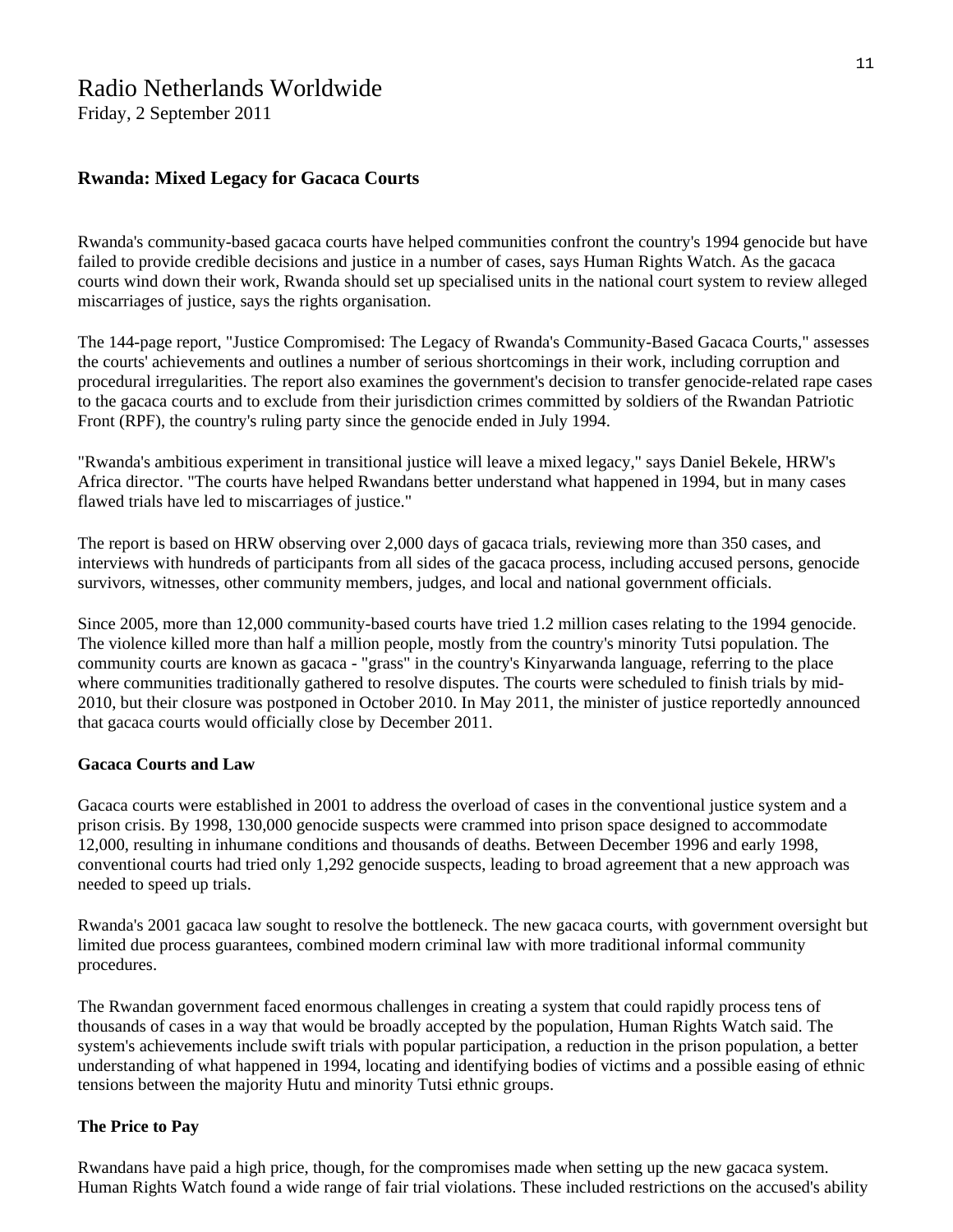# Radio Netherlands Worldwide

Friday, 2 September 2011

## Rwanda: Mixed Legacy for Gacaca Courts

Rwanda's community-based gacaca courts have helped communities confront the country's 1994 genocide but have failed to provide credible decisions and justice in a number of cases, says Human Rights Watch. As the gacaca courts wind down their work, Rwanda should set up specialised units in the national court system to review alleged miscarriages of justice, says the rights organisation.

The 144-page report, "Justice Compromised: The Legacy of Rwanda's Community-Based Gacaca Courts," assesses the courts' achievements and outlines a number of serious shortcomings in their work, including corruption and procedural irregularities. The report also examines the government's decision to transfer genocide-related rape cases to the gacaca courts and to exclude from their jurisdiction crimes committed by soldiers of the Rwandan Patriotic Front (RPF), the country's ruling party since the genocide ended in July 1994.

"Rwanda's ambitious experiment in transitional justice will leave a mixed legacy," says Daniel Bekele, HRW's Africa director. "The courts have helped Rwandans better understand what happened in 1994, but in many cases flawed trials have led to miscarriages of justice."

The report is based on HRW observing over 2,000 days of gacaca trials, reviewing more than 350 cases, and interviews with hundreds of participants from all sides of the gacaca process, including accused persons, genocide survivors, witnesses, other community members, judges, and local and national government officials.

Since 2005, more than 12,000 community-based courts have tried 1.2 million cases relating to the 1994 genocide. The violence killed more than half a million people, mostly from the country's minority Tutsi population. The community courts are known as gacaca - "grass" in the country's Kinyarwanda language, referring to the place where communities traditionally gathered to resolve disputes. The courts were scheduled to finish trials by mid-2010, but their closure was postponed in October 2010. In May 2011, the minister of justice reportedly announced that gacaca courts would officially close by December 2011.

### Gacaca Courts and Law

Gacaca courts were established in 2001 to address the overload of cases in the conventional justice system and a prison crisis. By 1998, 130,000 genocide suspects were crammed into prison space designed to accommodate 12,000, resulting in inhumane conditions and thousands of deaths. Between December 1996 and early 1998, conventional courts had tried only 1,292 genocide suspects, leading to broad agreement that a new approach was needed to speed up trials.

Rwanda's 2001 gacaca law sought to resolve the bottleneck. The new gacaca courts, with government oversight but limited due process guarantees, combined modern criminal law with more traditional informal community procedures.

The Rwandan government faced enormous challenges in creating a system that could rapidly process tens of thousands of cases in a way that would be broadly accepted by the population, Human Rights Watch said. The system's achievements include swift trials with popular participation, a reduction in the prison population, a better understanding of what happened in 1994, locating and identifying bodies of victims and a possible easing of ethnic tensions between the majority Hutu and minority Tutsi ethnic groups.

### The Price to Pay

Rwandans have paid a high price, though, for the compromises made when setting up the new gacaca system. Human Rights Watch found a wide range of fair trial violations. These included restrictions on the accused's ability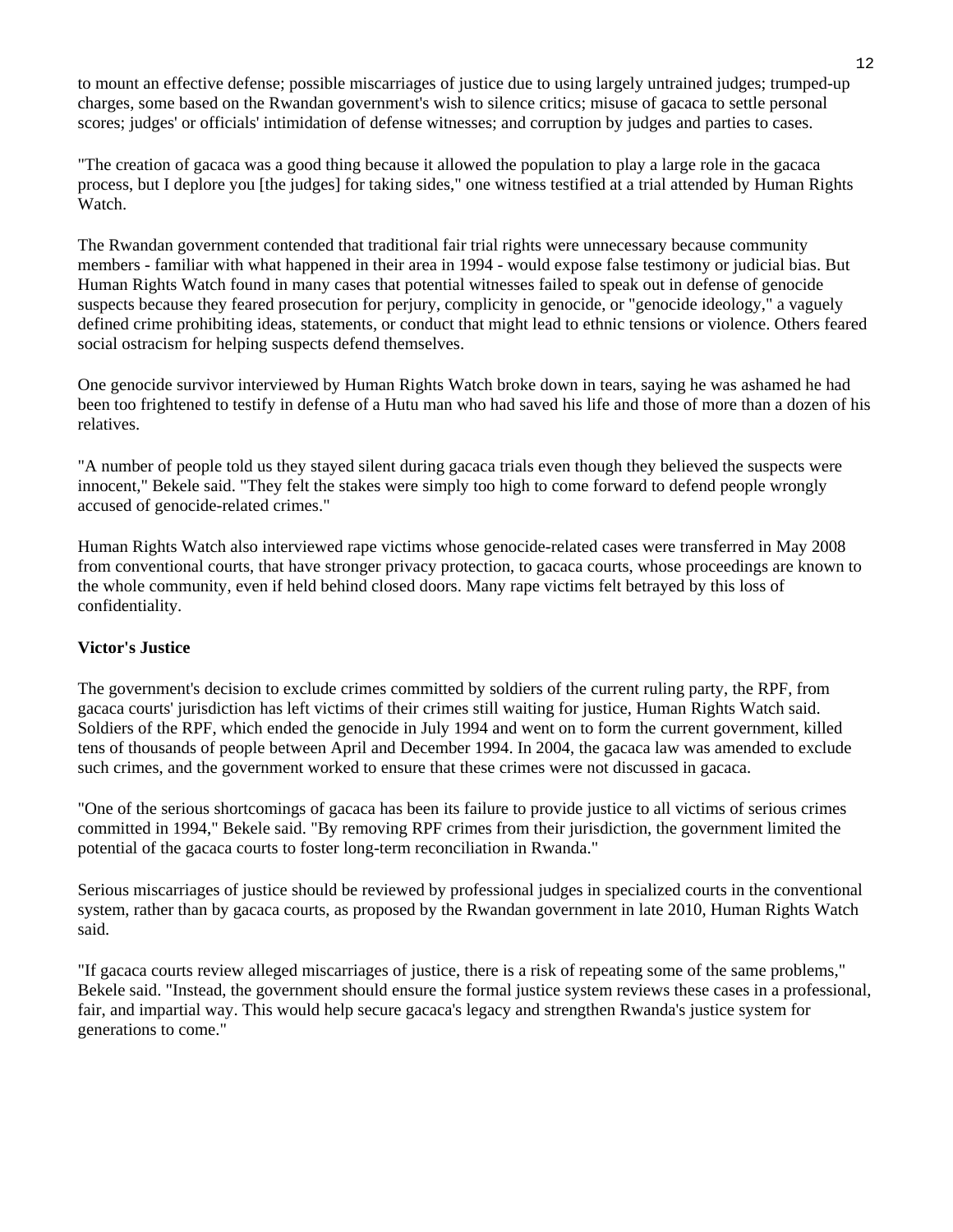to mount an effective defense; possible miscarriages of justice due to using largely untrained judges; trumped-up charges, some based on the Rwandan government's wish to silence critics; misuse of gacaca to settle personal scores; judges' or officials' intimidation of defense witnesses; and corruption by judges and parties to cases.

"The creation of gacaca was a good thing because it allowed the population to play a large role in the gacaca process, but I deplore you [the judges] for taking sides," one witness testified at a trial attended by Human Rights Watch.

The Rwandan government contended that traditional fair trial rights were unnecessary because community members - familiar with what happened in their area in 1994 - would expose false testimony or judicial bias. But Human Rights Watch found in many cases that potential witnesses failed to speak out in defense of genocide suspects because they feared prosecution for perjury, complicity in genocide, or "genocide ideology," a vaguely defined crime prohibiting ideas, statements, or conduct that might lead to ethnic tensions or violence. Others feared social ostracism for helping suspects defend themselves.

One genocide survivor interviewed by Human Rights Watch broke down in tears, saying he was ashamed he had been too frightened to testify in defense of a Hutu man who had saved his life and those of more than a dozen of his relatives.

"A number of people told us they stayed silent during gacaca trials even though they believed the suspects were innocent," Bekele said. "They felt the stakes were simply too high to come forward to defend people wrongly accused of genocide-related crimes."

Human Rights Watch also interviewed rape victims whose genocide-related cases were transferred in May 2008 from conventional courts, that have stronger privacy protection, to gacaca courts, whose proceedings are known to the whole community, even if held behind closed doors. Many rape victims felt betrayed by this loss of confidentiality.

**Victor's Justice**

The government's decision to exclude crimes committed by soldiers of the current ruling party, the RPF, from gacaca courts' jurisdiction has left victims of their crimes still waiting for justice, Human Rights Watch said. Soldiers of the RPF, which ended the genocide in July 1994 and went on to form the current government, killed tens of thousands of people between April and December 1994. In 2004, the gacaca law was amended to exclude such crimes, and the government worked to ensure that these crimes were not discussed in gacaca.

"One of the serious shortcomings of gacaca has been its failure to provide justice to all victims of serious crimes committed in 1994," Bekele said. "By removing RPF crimes from their jurisdiction, the government limited the potential of the gacaca courts to foster long-term reconciliation in Rwanda."

Serious miscarriages of justice should be reviewed by professional judges in specialized courts in the conventional system, rather than by gacaca courts, as proposed by the Rwandan government in late 2010, Human Rights Watch said.

"If gacaca courts review alleged miscarriages of justice, there is a risk of repeating some of the same problems," Bekele said. "Instead, the government should ensure the formal justice system reviews these cases in a professional, fair, and impartial way. This would help secure gacaca's legacy and strengthen Rwanda's justice system for generations to come."